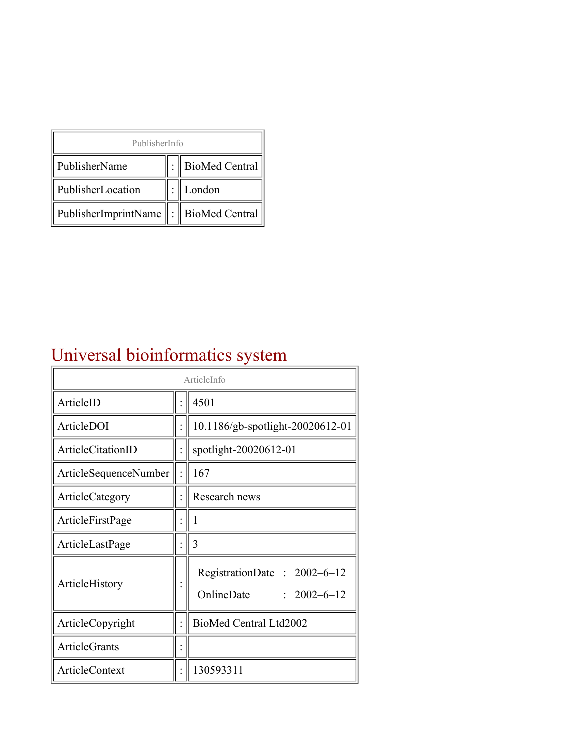| PublisherInfo | | |
|---|---|---|
| PublisherName | : | BioMed Central |
| PublisherLocation | : | London |
| PublisherImprintName | : | BioMed Central |

# Universal bioinformatics system

| ArticleInfo | | |
|---|---|---|
| ArticleID | : | 4501 |
| ArticleDOI | : | 10.1186/gb-spotlight-20020612-01 |
| ArticleCitationID | : | spotlight-20020612-01 |
| ArticleSequenceNumber | : | 167 |
| ArticleCategory | : | Research news |
| ArticleFirstPage | : | 1 |
| ArticleLastPage | : | 3 |
| ArticleHistory | : | RegistrationDate : 2002–6–12<br>OnlineDate : 2002–6–12 |
| ArticleCopyright | : | BioMed Central Ltd2002 |
| ArticleGrants | : | |
| ArticleContext | : | 130593311 |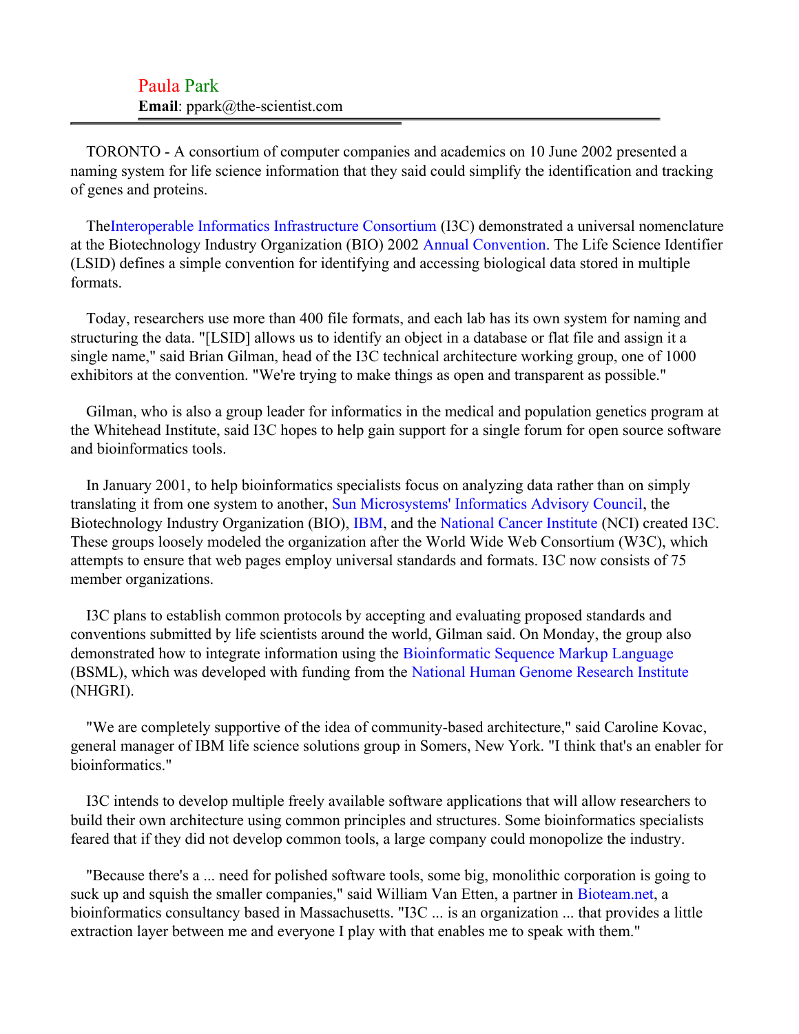Paula Park
**Email**: ppark@the-scientist.com

---

TORONTO - A consortium of computer companies and academics on 10 June 2002 presented a naming system for life science information that they said could simplify the identification and tracking of genes and proteins.

TheInteroperable Informatics Infrastructure Consortium (I3C) demonstrated a universal nomenclature at the Biotechnology Industry Organization (BIO) 2002 Annual Convention. The Life Science Identifier (LSID) defines a simple convention for identifying and accessing biological data stored in multiple formats.

Today, researchers use more than 400 file formats, and each lab has its own system for naming and structuring the data. "[LSID] allows us to identify an object in a database or flat file and assign it a single name," said Brian Gilman, head of the I3C technical architecture working group, one of 1000 exhibitors at the convention. "We're trying to make things as open and transparent as possible."

Gilman, who is also a group leader for informatics in the medical and population genetics program at the Whitehead Institute, said I3C hopes to help gain support for a single forum for open source software and bioinformatics tools.

In January 2001, to help bioinformatics specialists focus on analyzing data rather than on simply translating it from one system to another, Sun Microsystems' Informatics Advisory Council, the Biotechnology Industry Organization (BIO), IBM, and the National Cancer Institute (NCI) created I3C. These groups loosely modeled the organization after the World Wide Web Consortium (W3C), which attempts to ensure that web pages employ universal standards and formats. I3C now consists of 75 member organizations.

I3C plans to establish common protocols by accepting and evaluating proposed standards and conventions submitted by life scientists around the world, Gilman said. On Monday, the group also demonstrated how to integrate information using the Bioinformatic Sequence Markup Language (BSML), which was developed with funding from the National Human Genome Research Institute (NHGRI).

"We are completely supportive of the idea of community-based architecture," said Caroline Kovac, general manager of IBM life science solutions group in Somers, New York. "I think that's an enabler for bioinformatics."

I3C intends to develop multiple freely available software applications that will allow researchers to build their own architecture using common principles and structures. Some bioinformatics specialists feared that if they did not develop common tools, a large company could monopolize the industry.

"Because there's a ... need for polished software tools, some big, monolithic corporation is going to suck up and squish the smaller companies," said William Van Etten, a partner in Bioteam.net, a bioinformatics consultancy based in Massachusetts. "I3C ... is an organization ... that provides a little extraction layer between me and everyone I play with that enables me to speak with them."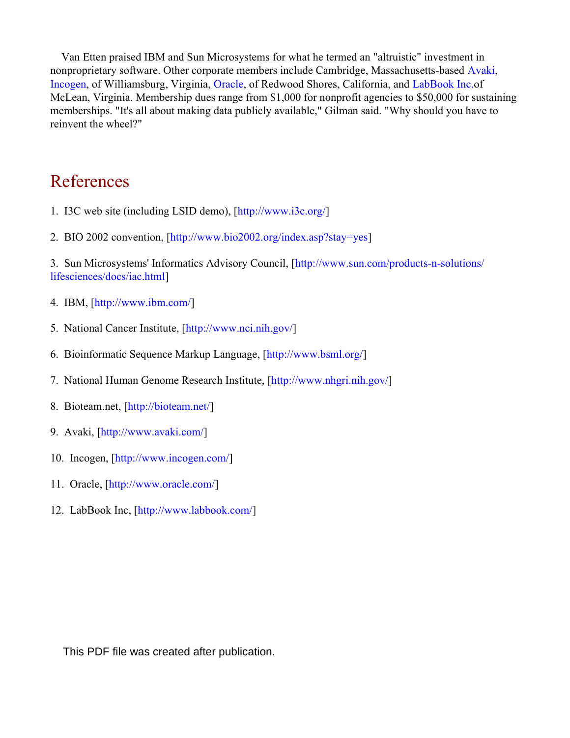Van Etten praised IBM and Sun Microsystems for what he termed an "altruistic" investment in nonproprietary software. Other corporate members include Cambridge, Massachusetts-based Avaki, Incogen, of Williamsburg, Virginia, Oracle, of Redwood Shores, California, and LabBook Inc.of McLean, Virginia. Membership dues range from $1,000 for nonprofit agencies to $50,000 for sustaining memberships. "It's all about making data publicly available," Gilman said. "Why should you have to reinvent the wheel?"

## References

1. I3C web site (including LSID demo), [http://www.i3c.org/]

2. BIO 2002 convention, [http://www.bio2002.org/index.asp?stay=yes]

3. Sun Microsystems' Informatics Advisory Council, [http://www.sun.com/products-n-solutions/lifesciences/docs/iac.html]

4. IBM, [http://www.ibm.com/]

5. National Cancer Institute, [http://www.nci.nih.gov/]

6. Bioinformatic Sequence Markup Language, [http://www.bsml.org/]

7. National Human Genome Research Institute, [http://www.nhgri.nih.gov/]

8. Bioteam.net, [http://bioteam.net/]

9. Avaki, [http://www.avaki.com/]

10. Incogen, [http://www.incogen.com/]

11. Oracle, [http://www.oracle.com/]

12. LabBook Inc, [http://www.labbook.com/]

This PDF file was created after publication.